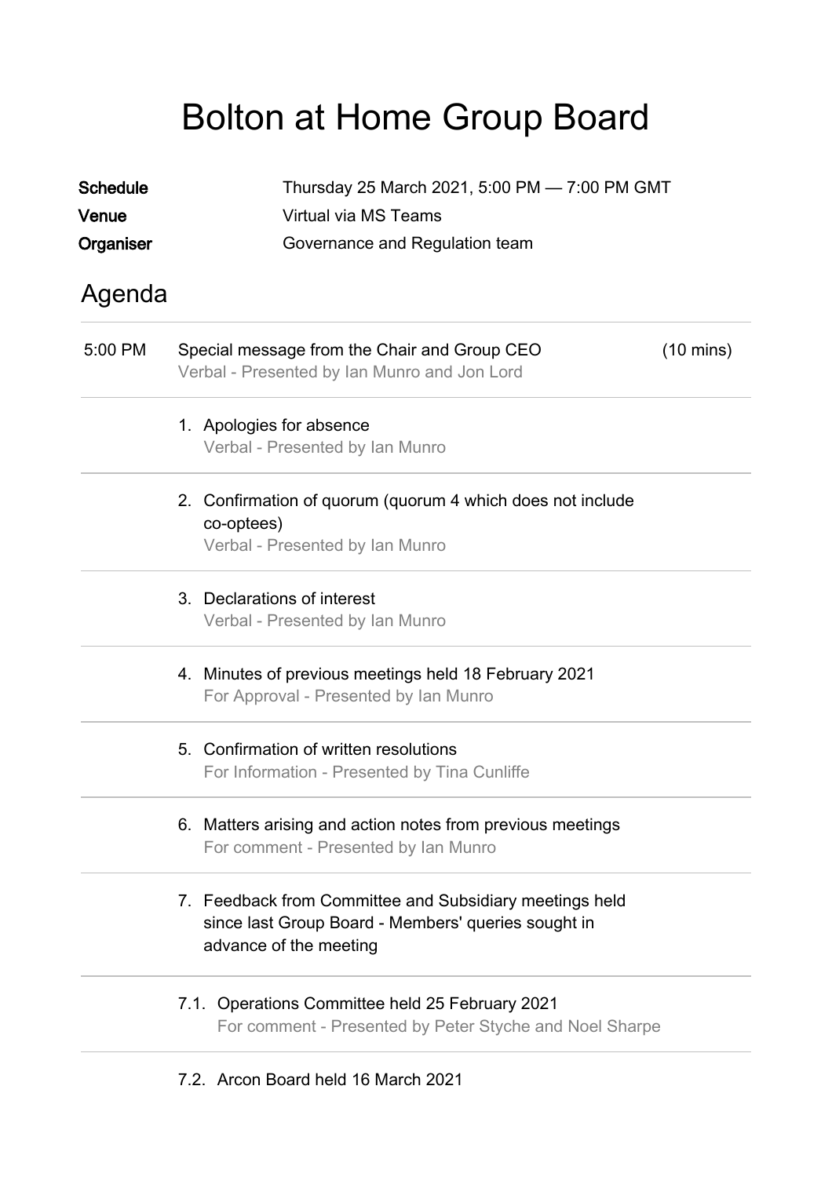# Bolton at Home Group Board

**Schedule** Thursday 25 March 2021, 5:00 PM — 7:00 PM GMT
**Venue** Virtual via MS Teams
**Organiser** Governance and Regulation team

## Agenda

5:00 PM Special message from the Chair and Group CEO (10 mins)
Verbal - Presented by Ian Munro and Jon Lord

1. Apologies for absence
   Verbal - Presented by Ian Munro

2. Confirmation of quorum (quorum 4 which does not include co-optees)
   Verbal - Presented by Ian Munro

3. Declarations of interest
   Verbal - Presented by Ian Munro

4. Minutes of previous meetings held 18 February 2021
   For Approval - Presented by Ian Munro

5. Confirmation of written resolutions
   For Information - Presented by Tina Cunliffe

6. Matters arising and action notes from previous meetings
   For comment - Presented by Ian Munro

7. Feedback from Committee and Subsidiary meetings held since last Group Board - Members' queries sought in advance of the meeting

7.1. Operations Committee held 25 February 2021
For comment - Presented by Peter Styche and Noel Sharpe

7.2. Arcon Board held 16 March 2021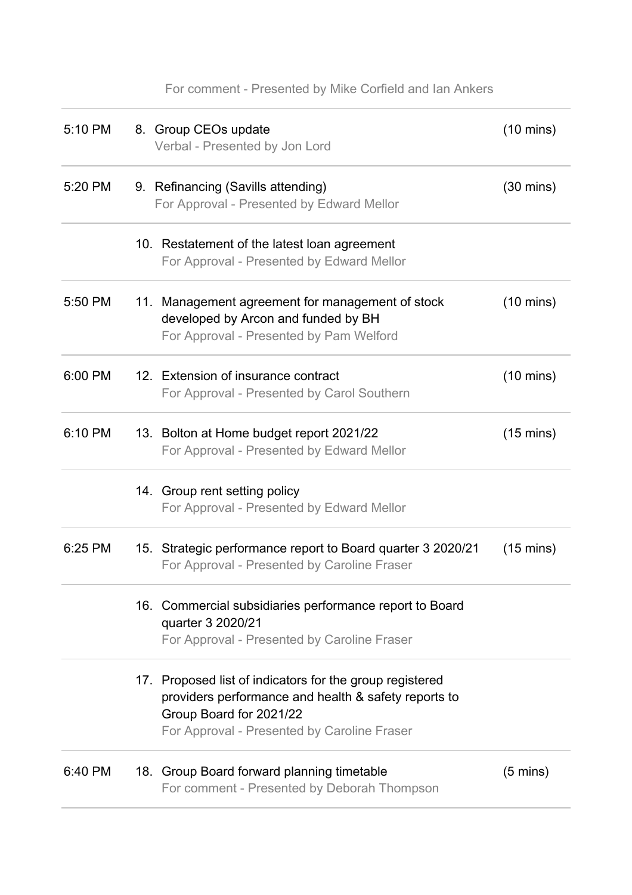For comment - Presented by Mike Corfield and Ian Ankers

| | | |
|---|---|---|
| 5:10 PM | 8. Group CEOs update<br>Verbal - Presented by Jon Lord | (10 mins) |
| 5:20 PM | 9. Refinancing (Savills attending)<br>For Approval - Presented by Edward Mellor | (30 mins) |
| | 10. Restatement of the latest loan agreement<br>For Approval - Presented by Edward Mellor | |
| 5:50 PM | 11. Management agreement for management of stock developed by Arcon and funded by BH<br>For Approval - Presented by Pam Welford | (10 mins) |
| 6:00 PM | 12. Extension of insurance contract<br>For Approval - Presented by Carol Southern | (10 mins) |
| 6:10 PM | 13. Bolton at Home budget report 2021/22<br>For Approval - Presented by Edward Mellor | (15 mins) |
| | 14. Group rent setting policy<br>For Approval - Presented by Edward Mellor | |
| 6:25 PM | 15. Strategic performance report to Board quarter 3 2020/21<br>For Approval - Presented by Caroline Fraser | (15 mins) |
| | 16. Commercial subsidiaries performance report to Board quarter 3 2020/21<br>For Approval - Presented by Caroline Fraser | |
| | 17. Proposed list of indicators for the group registered providers performance and health & safety reports to Group Board for 2021/22<br>For Approval - Presented by Caroline Fraser | |
| 6:40 PM | 18. Group Board forward planning timetable<br>For comment - Presented by Deborah Thompson | (5 mins) |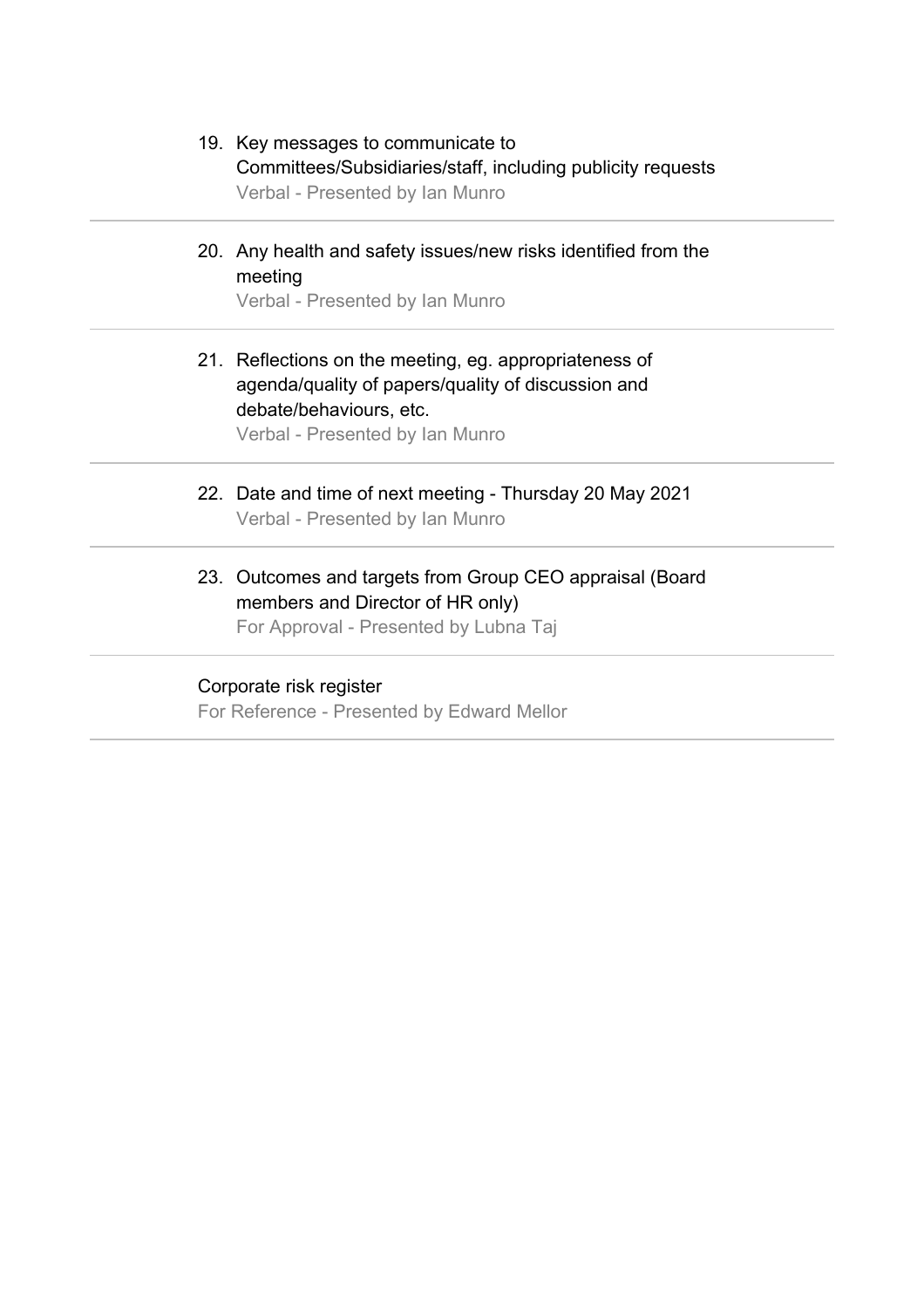19. Key messages to communicate to Committees/Subsidiaries/staff, including publicity requests
    Verbal - Presented by Ian Munro

---

20. Any health and safety issues/new risks identified from the meeting
    Verbal - Presented by Ian Munro

---

21. Reflections on the meeting, eg. appropriateness of agenda/quality of papers/quality of discussion and debate/behaviours, etc.
    Verbal - Presented by Ian Munro

---

22. Date and time of next meeting - Thursday 20 May 2021
    Verbal - Presented by Ian Munro

---

23. Outcomes and targets from Group CEO appraisal (Board members and Director of HR only)
    For Approval - Presented by Lubna Taj

---

Corporate risk register
For Reference - Presented by Edward Mellor

---